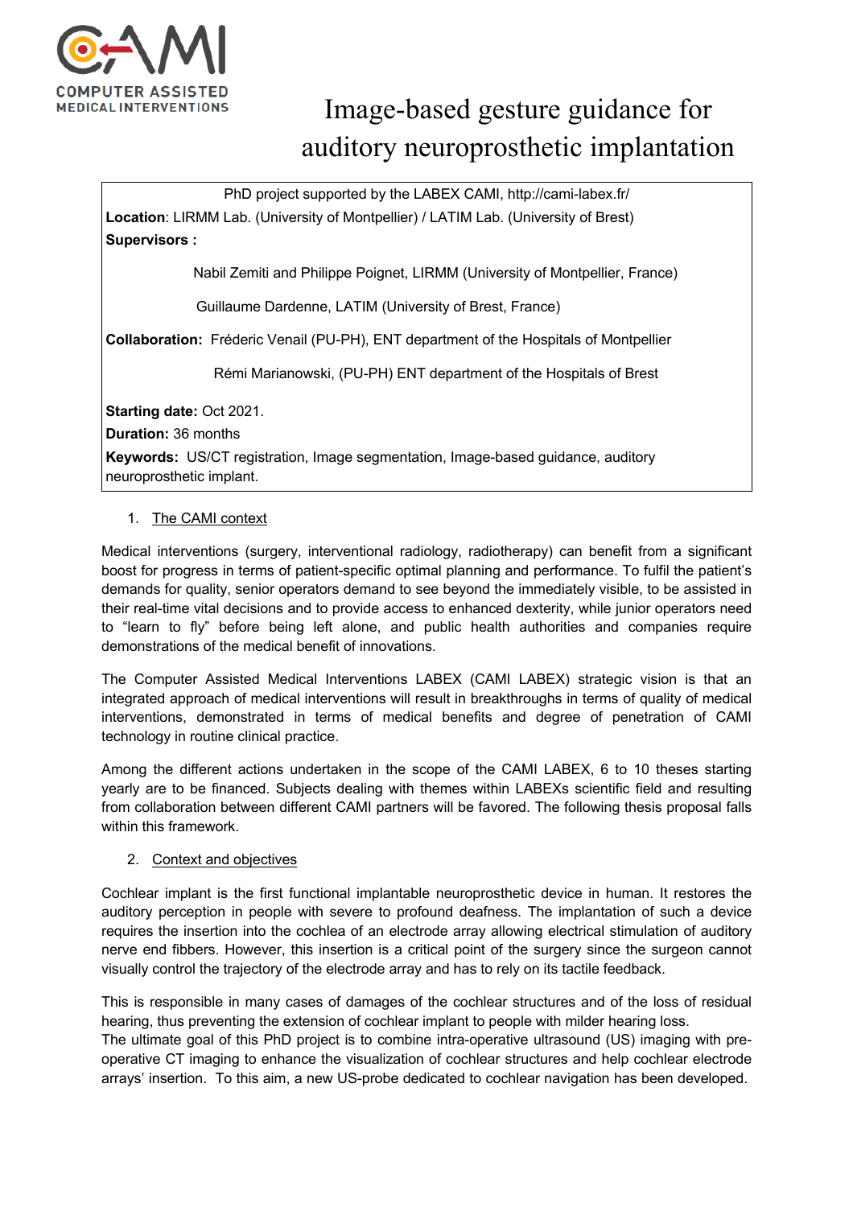COMPUTER ASSISTED MEDICAL INTERVENTIONS

# Image-based gesture guidance for auditory neuroprosthetic implantation

PhD project supported by the LABEX CAMI, http://cami-labex.fr/

**Location**: LIRMM Lab. (University of Montpellier) / LATIM Lab. (University of Brest)

**Supervisors :**

Nabil Zemiti and Philippe Poignet, LIRMM (University of Montpellier, France)

Guillaume Dardenne, LATIM (University of Brest, France)

**Collaboration:** Fréderic Venail (PU-PH), ENT department of the Hospitals of Montpellier

Rémi Marianowski, (PU-PH) ENT department of the Hospitals of Brest

**Starting date:** Oct 2021.

**Duration:** 36 months

**Keywords:** US/CT registration, Image segmentation, Image-based guidance, auditory neuroprosthetic implant.

## 1. The CAMI context

Medical interventions (surgery, interventional radiology, radiotherapy) can benefit from a significant boost for progress in terms of patient-specific optimal planning and performance. To fulfil the patient's demands for quality, senior operators demand to see beyond the immediately visible, to be assisted in their real-time vital decisions and to provide access to enhanced dexterity, while junior operators need to "learn to fly" before being left alone, and public health authorities and companies require demonstrations of the medical benefit of innovations.

The Computer Assisted Medical Interventions LABEX (CAMI LABEX) strategic vision is that an integrated approach of medical interventions will result in breakthroughs in terms of quality of medical interventions, demonstrated in terms of medical benefits and degree of penetration of CAMI technology in routine clinical practice.

Among the different actions undertaken in the scope of the CAMI LABEX, 6 to 10 theses starting yearly are to be financed. Subjects dealing with themes within LABEXs scientific field and resulting from collaboration between different CAMI partners will be favored. The following thesis proposal falls within this framework.

## 2. Context and objectives

Cochlear implant is the first functional implantable neuroprosthetic device in human. It restores the auditory perception in people with severe to profound deafness. The implantation of such a device requires the insertion into the cochlea of an electrode array allowing electrical stimulation of auditory nerve end fibbers. However, this insertion is a critical point of the surgery since the surgeon cannot visually control the trajectory of the electrode array and has to rely on its tactile feedback.

This is responsible in many cases of damages of the cochlear structures and of the loss of residual hearing, thus preventing the extension of cochlear implant to people with milder hearing loss.
The ultimate goal of this PhD project is to combine intra-operative ultrasound (US) imaging with pre-operative CT imaging to enhance the visualization of cochlear structures and help cochlear electrode arrays' insertion. To this aim, a new US-probe dedicated to cochlear navigation has been developed.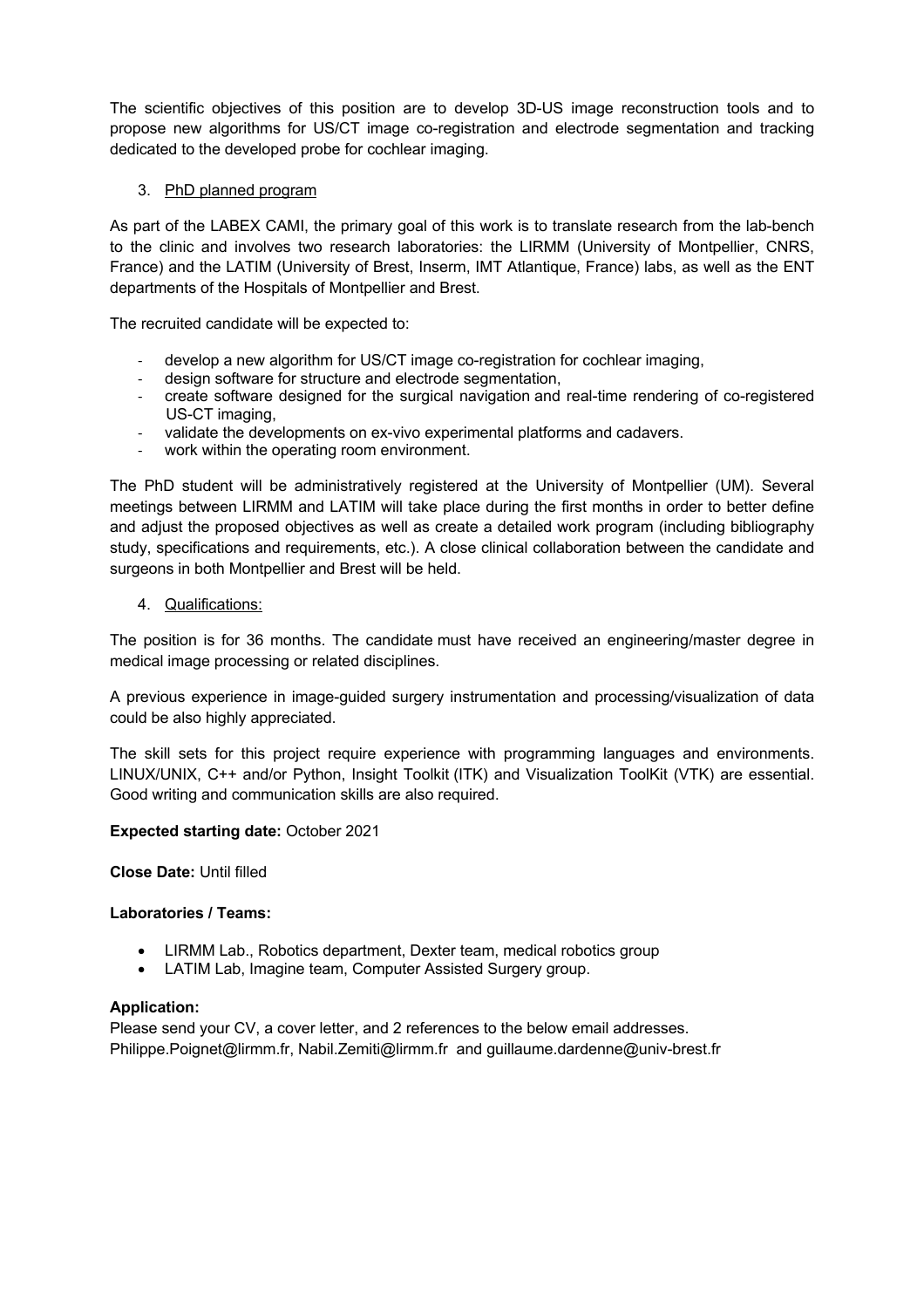The scientific objectives of this position are to develop 3D-US image reconstruction tools and to propose new algorithms for US/CT image co-registration and electrode segmentation and tracking dedicated to the developed probe for cochlear imaging.

3. PhD planned program

As part of the LABEX CAMI, the primary goal of this work is to translate research from the lab-bench to the clinic and involves two research laboratories: the LIRMM (University of Montpellier, CNRS, France) and the LATIM (University of Brest, Inserm, IMT Atlantique, France) labs, as well as the ENT departments of the Hospitals of Montpellier and Brest.

The recruited candidate will be expected to:

- develop a new algorithm for US/CT image co-registration for cochlear imaging,
- design software for structure and electrode segmentation,
- create software designed for the surgical navigation and real-time rendering of co-registered US-CT imaging,
- validate the developments on ex-vivo experimental platforms and cadavers.
- work within the operating room environment.

The PhD student will be administratively registered at the University of Montpellier (UM). Several meetings between LIRMM and LATIM will take place during the first months in order to better define and adjust the proposed objectives as well as create a detailed work program (including bibliography study, specifications and requirements, etc.). A close clinical collaboration between the candidate and surgeons in both Montpellier and Brest will be held.

4. Qualifications:

The position is for 36 months. The candidate must have received an engineering/master degree in medical image processing or related disciplines.

A previous experience in image-guided surgery instrumentation and processing/visualization of data could be also highly appreciated.

The skill sets for this project require experience with programming languages and environments. LINUX/UNIX, C++ and/or Python, Insight Toolkit (ITK) and Visualization ToolKit (VTK) are essential. Good writing and communication skills are also required.

**Expected starting date:** October 2021

**Close Date:** Until filled

**Laboratories / Teams:**

- LIRMM Lab., Robotics department, Dexter team, medical robotics group
- LATIM Lab, Imagine team, Computer Assisted Surgery group.

**Application:**
Please send your CV, a cover letter, and 2 references to the below email addresses.
Philippe.Poignet@lirmm.fr, Nabil.Zemiti@lirmm.fr and guillaume.dardenne@univ-brest.fr